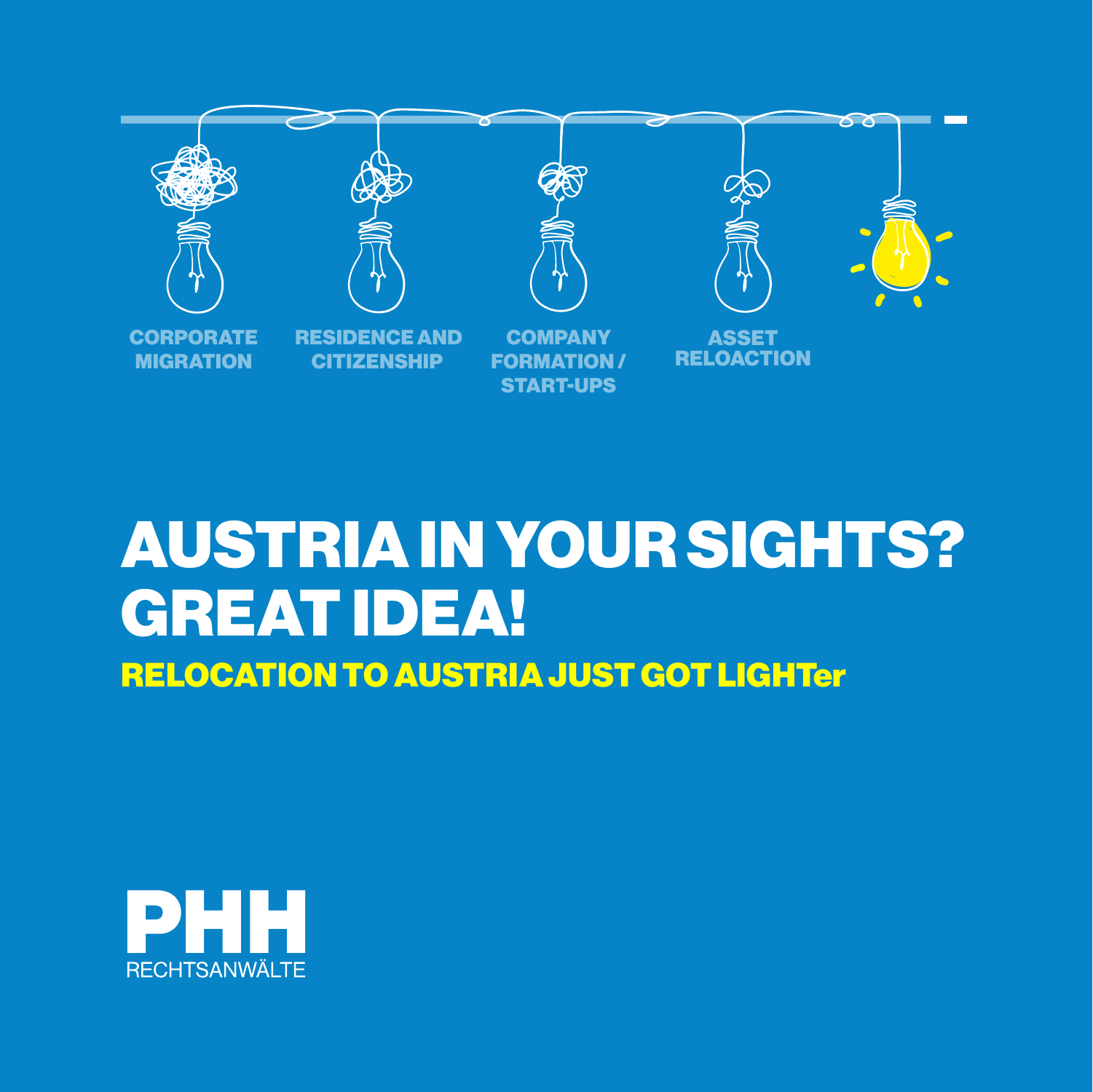CORPORATE MIGRATION

RESIDENCE AND CITIZENSHIP

COMPANY FORMATION / START-UPS

ASSET RELOACTION

# AUSTRIA IN YOUR SIGHTS? GREAT IDEA!

## RELOCATION TO AUSTRIA JUST GOT LIGHTer

**PHH**
RECHTSANWÄLTE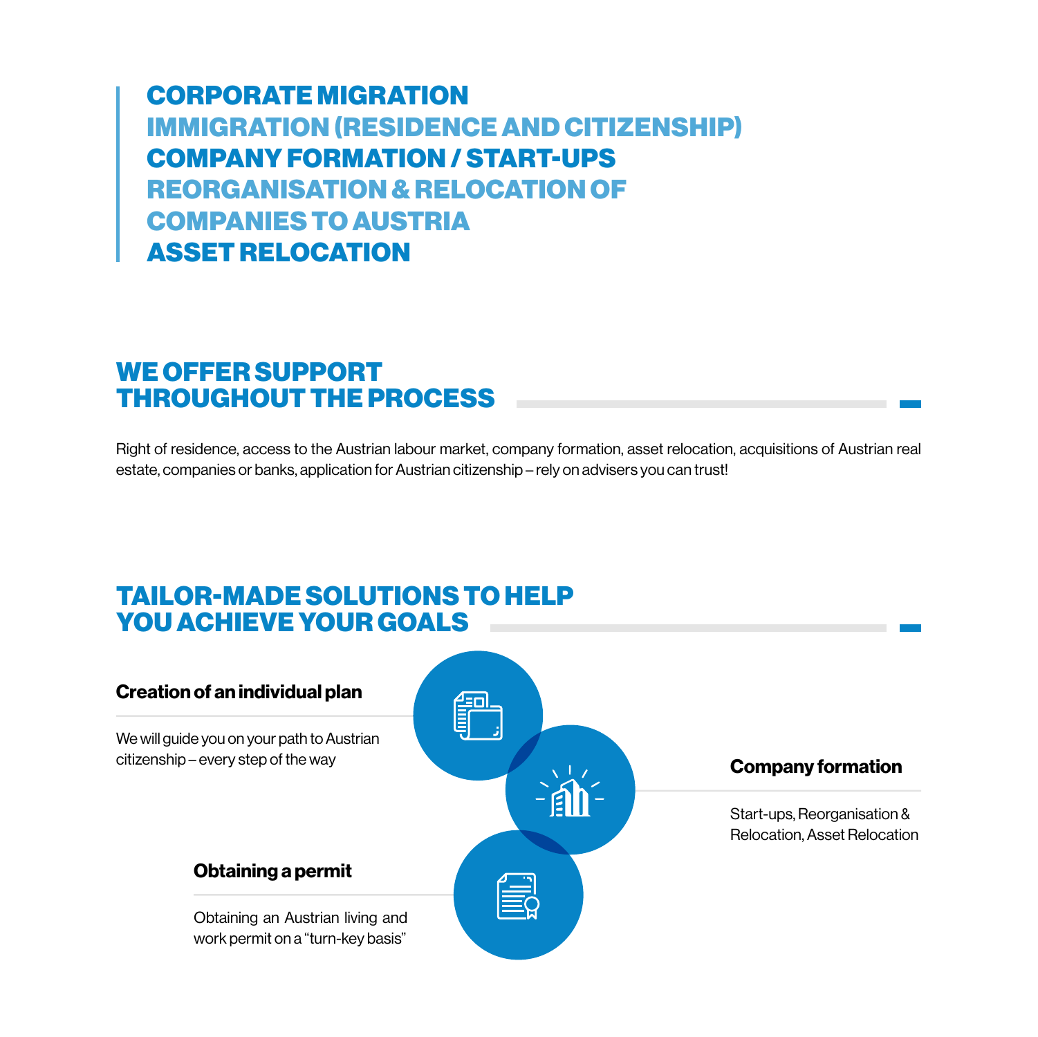**CORPORATE MIGRATION**
**IMMIGRATION (RESIDENCE AND CITIZENSHIP)**
**COMPANY FORMATION / START-UPS**
**REORGANISATION & RELOCATION OF COMPANIES TO AUSTRIA**
**ASSET RELOCATION**

## WE OFFER SUPPORT THROUGHOUT THE PROCESS

Right of residence, access to the Austrian labour market, company formation, asset relocation, acquisitions of Austrian real estate, companies or banks, application for Austrian citizenship – rely on advisers you can trust!

## TAILOR-MADE SOLUTIONS TO HELP YOU ACHIEVE YOUR GOALS

### Creation of an individual plan

We will guide you on your path to Austrian citizenship – every step of the way

### Company formation

Start-ups, Reorganisation & Relocation, Asset Relocation

### Obtaining a permit

Obtaining an Austrian living and work permit on a "turn-key basis"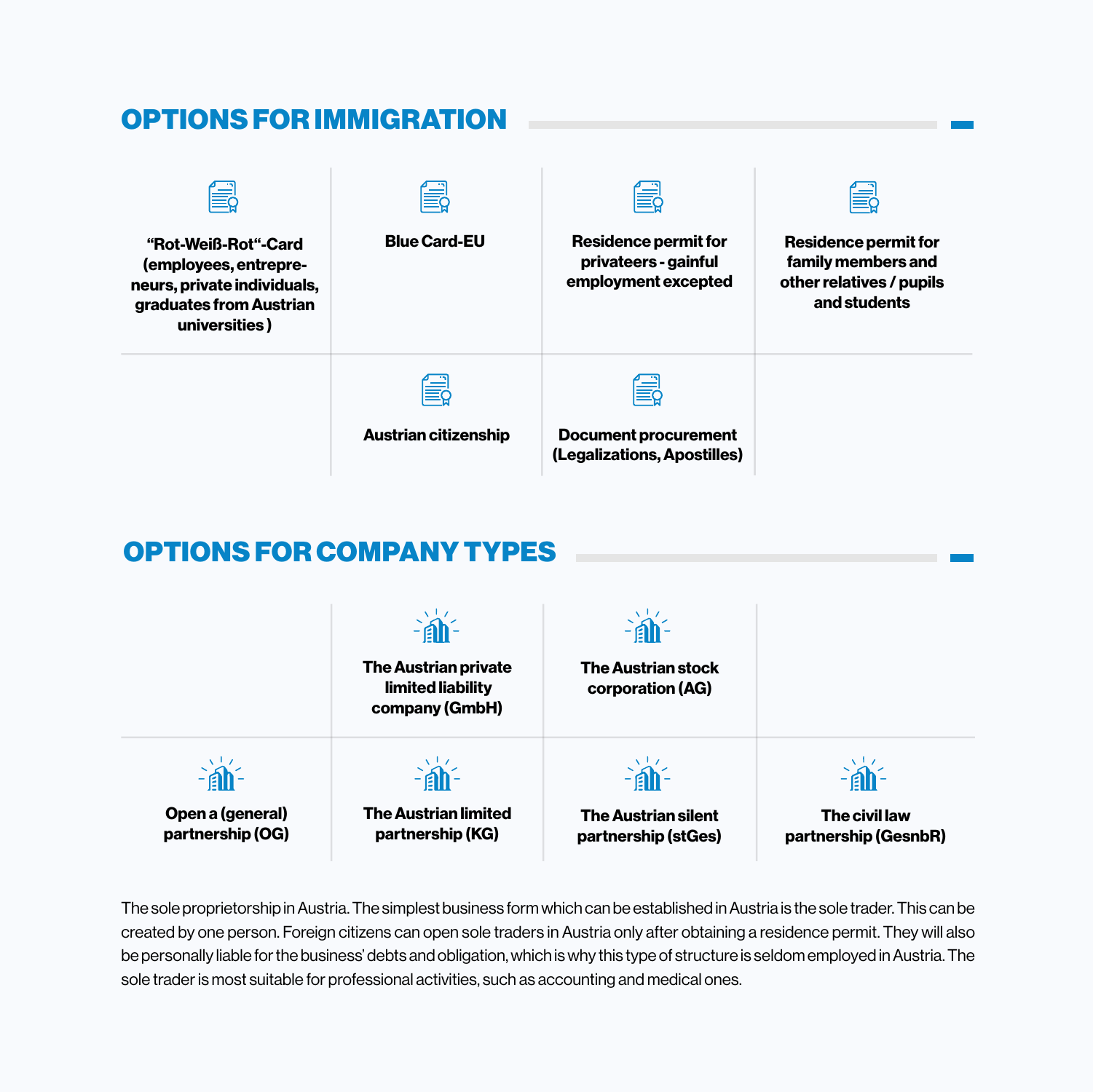## OPTIONS FOR IMMIGRATION

- **“Rot-Weiß-Rot“-Card (employees, entrepre­neurs, private individuals, graduates from Austrian universities )**
- **Blue Card-EU**
- **Residence permit for privateers - gainful employment excepted**
- **Residence permit for family members and other relatives / pupils and students**
- **Austrian citizenship**
- **Document procurement (Legalizations, Apostilles)**

## OPTIONS FOR COMPANY TYPES

- **The Austrian private limited liability company (GmbH)**
- **The Austrian stock corporation (AG)**
- **Open a (general) partnership (OG)**
- **The Austrian limited partnership (KG)**
- **The Austrian silent partnership (stGes)**
- **The civil law partnership (GesnbR)**

The sole proprietorship in Austria. The simplest business form which can be established in Austria is the sole trader. This can be created by one person. Foreign citizens can open sole traders in Austria only after obtaining a residence permit. They will also be personally liable for the business’ debts and obligation, which is why this type of structure is seldom employed in Austria. The sole trader is most suitable for professional activities, such as accounting and medical ones.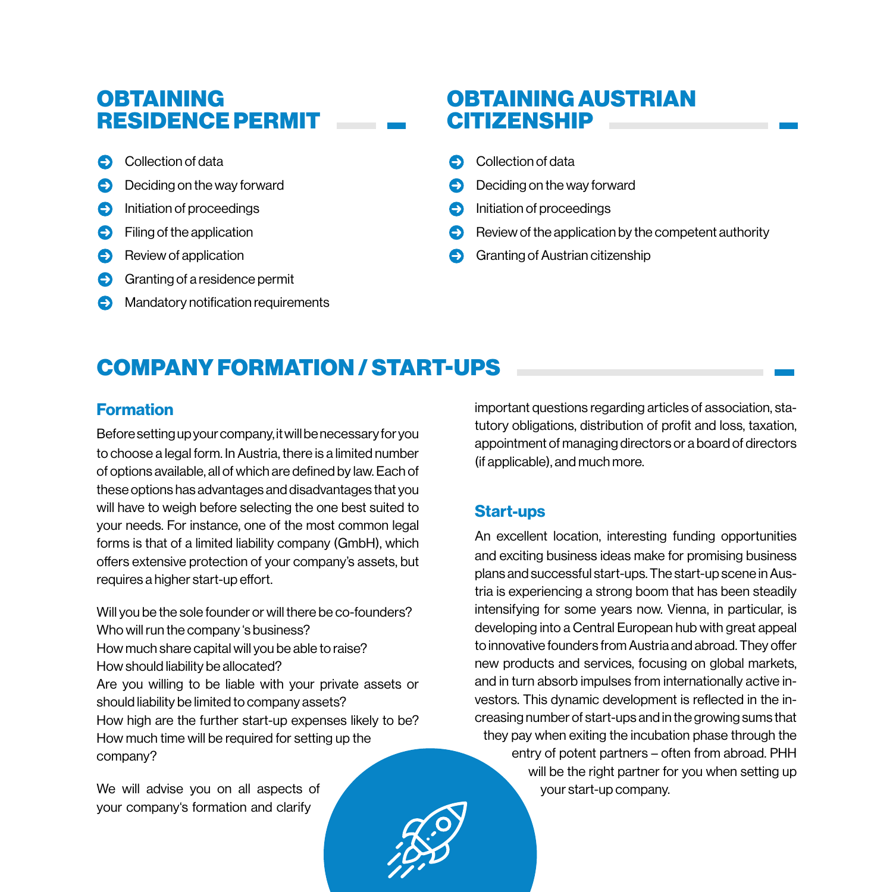## OBTAINING RESIDENCE PERMIT

- Collection of data
- Deciding on the way forward
- Initiation of proceedings
- Filing of the application
- Review of application
- Granting of a residence permit
- Mandatory notification requirements

## OBTAINING AUSTRIAN CITIZENSHIP

- Collection of data
- Deciding on the way forward
- Initiation of proceedings
- Review of the application by the competent authority
- Granting of Austrian citizenship

## COMPANY FORMATION / START-UPS

### Formation

Before setting up your company, it will be necessary for you to choose a legal form. In Austria, there is a limited number of options available, all of which are defined by law. Each of these options has advantages and disadvantages that you will have to weigh before selecting the one best suited to your needs. For instance, one of the most common legal forms is that of a limited liability company (GmbH), which offers extensive protection of your company's assets, but requires a higher start-up effort.

Will you be the sole founder or will there be co-founders?
Who will run the company 's business?
How much share capital will you be able to raise?
How should liability be allocated?
Are you willing to be liable with your private assets or should liability be limited to company assets?
How high are the further start-up expenses likely to be?
How much time will be required for setting up the company?

We will advise you on all aspects of your company's formation and clarify important questions regarding articles of association, statutory obligations, distribution of profit and loss, taxation, appointment of managing directors or a board of directors (if applicable), and much more.

### Start-ups

An excellent location, interesting funding opportunities and exciting business ideas make for promising business plans and successful start-ups. The start-up scene in Austria is experiencing a strong boom that has been steadily intensifying for some years now. Vienna, in particular, is developing into a Central European hub with great appeal to innovative founders from Austria and abroad. They offer new products and services, focusing on global markets, and in turn absorb impulses from internationally active investors. This dynamic development is reflected in the increasing number of start-ups and in the growing sums that they pay when exiting the incubation phase through the entry of potent partners – often from abroad. PHH will be the right partner for you when setting up your start-up company.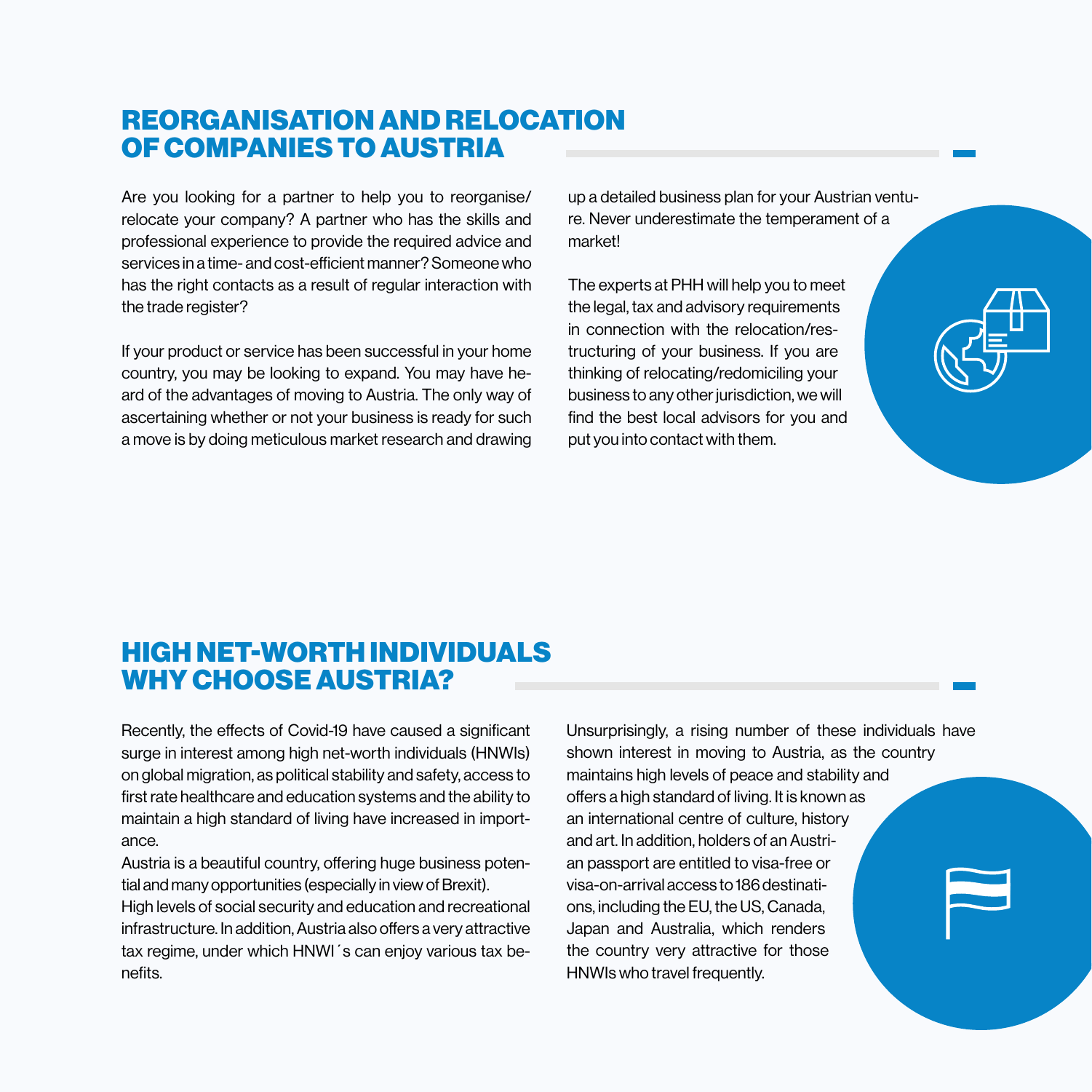## REORGANISATION AND RELOCATION OF COMPANIES TO AUSTRIA

Are you looking for a partner to help you to reorganise/relocate your company? A partner who has the skills and professional experience to provide the required advice and services in a time- and cost-efficient manner? Someone who has the right contacts as a result of regular interaction with the trade register?

If your product or service has been successful in your home country, you may be looking to expand. You may have heard of the advantages of moving to Austria. The only way of ascertaining whether or not your business is ready for such a move is by doing meticulous market research and drawing up a detailed business plan for your Austrian venture. Never underestimate the temperament of a market!

The experts at PHH will help you to meet the legal, tax and advisory requirements in connection with the relocation/restructuring of your business. If you are thinking of relocating/redomiciling your business to any other jurisdiction, we will find the best local advisors for you and put you into contact with them.

## HIGH NET-WORTH INDIVIDUALS WHY CHOOSE AUSTRIA?

Recently, the effects of Covid-19 have caused a significant surge in interest among high net-worth individuals (HNWIs) on global migration, as political stability and safety, access to first rate healthcare and education systems and the ability to maintain a high standard of living have increased in importance.

Austria is a beautiful country, offering huge business potential and many opportunities (especially in view of Brexit). High levels of social security and education and recreational infrastructure. In addition, Austria also offers a very attractive tax regime, under which HNWI´s can enjoy various tax benefits.

Unsurprisingly, a rising number of these individuals have shown interest in moving to Austria, as the country maintains high levels of peace and stability and offers a high standard of living. It is known as an international centre of culture, history and art. In addition, holders of an Austrian passport are entitled to visa-free or visa-on-arrival access to 186 destinations, including the EU, the US, Canada, Japan and Australia, which renders the country very attractive for those HNWIs who travel frequently.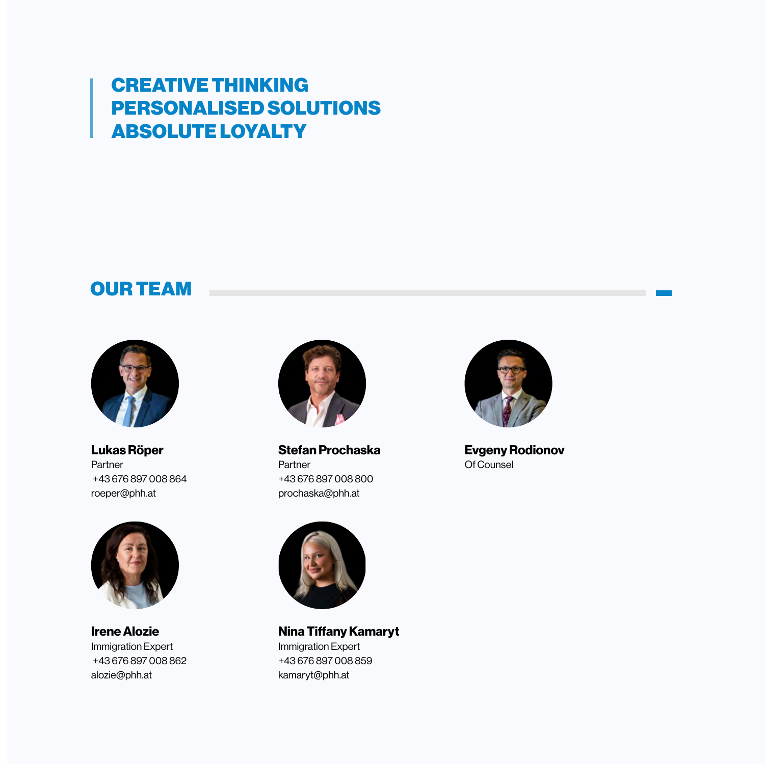**CREATIVE THINKING**
**PERSONALISED SOLUTIONS**
**ABSOLUTE LOYALTY**

## OUR TEAM

**Lukas Röper**
Partner
+43 676 897 008 864
roeper@phh.at

**Stefan Prochaska**
Partner
+43 676 897 008 800
prochaska@phh.at

**Evgeny Rodionov**
Of Counsel

**Irene Alozie**
Immigration Expert
+43 676 897 008 862
alozie@phh.at

**Nina Tiffany Kamaryt**
Immigration Expert
+43 676 897 008 859
kamaryt@phh.at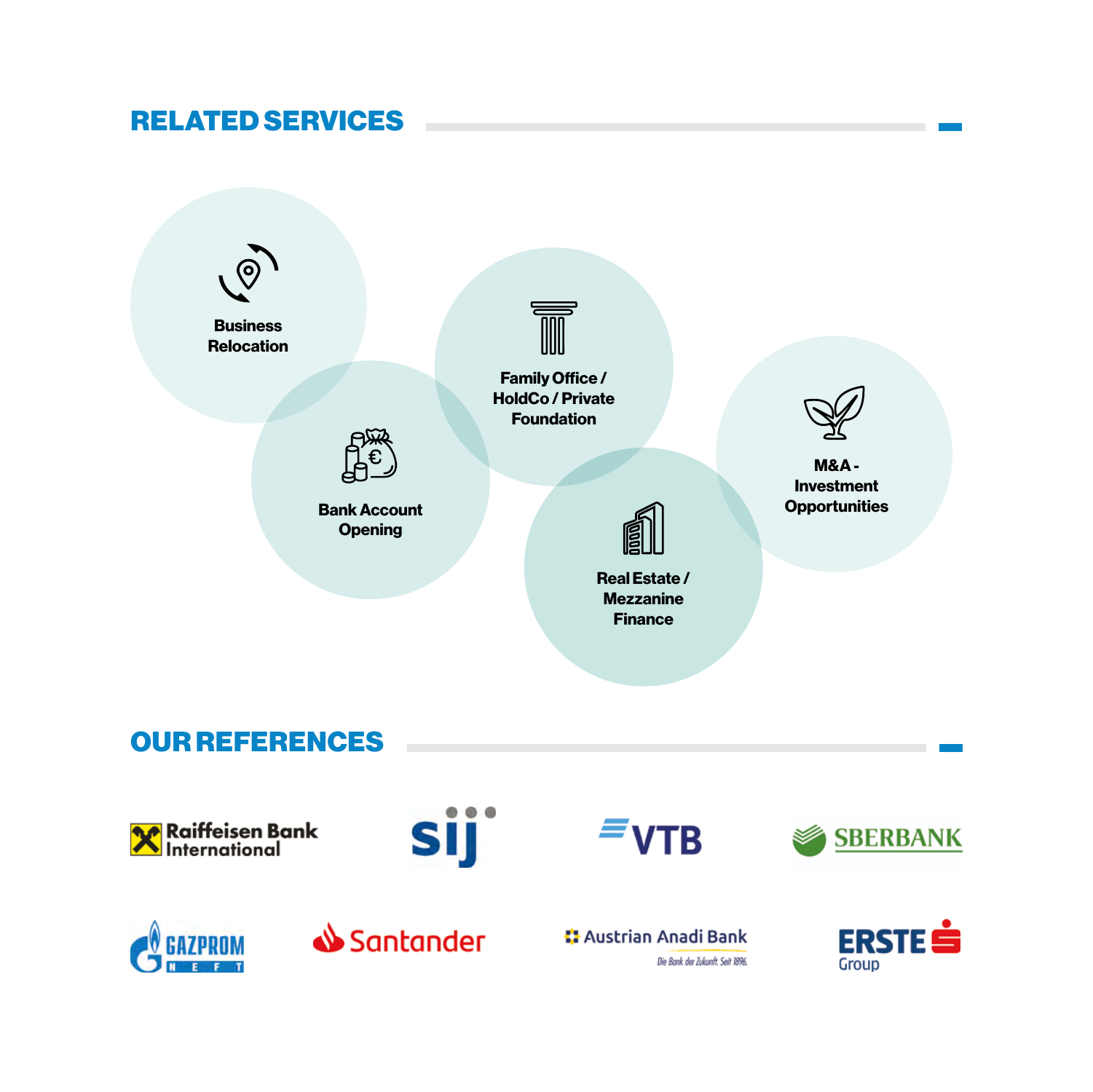## RELATED SERVICES

- Business Relocation
- Bank Account Opening
- Family Office / HoldCo / Private Foundation
- Real Estate / Mezzanine Finance
- M&A - Investment Opportunities

## OUR REFERENCES

Raiffeisen Bank International

sij

VTB

SBERBANK

GAZPROM NEFT

Santander

Austrian Anadi Bank
Die Bank der Zukunft. Seit 1896.

ERSTE Group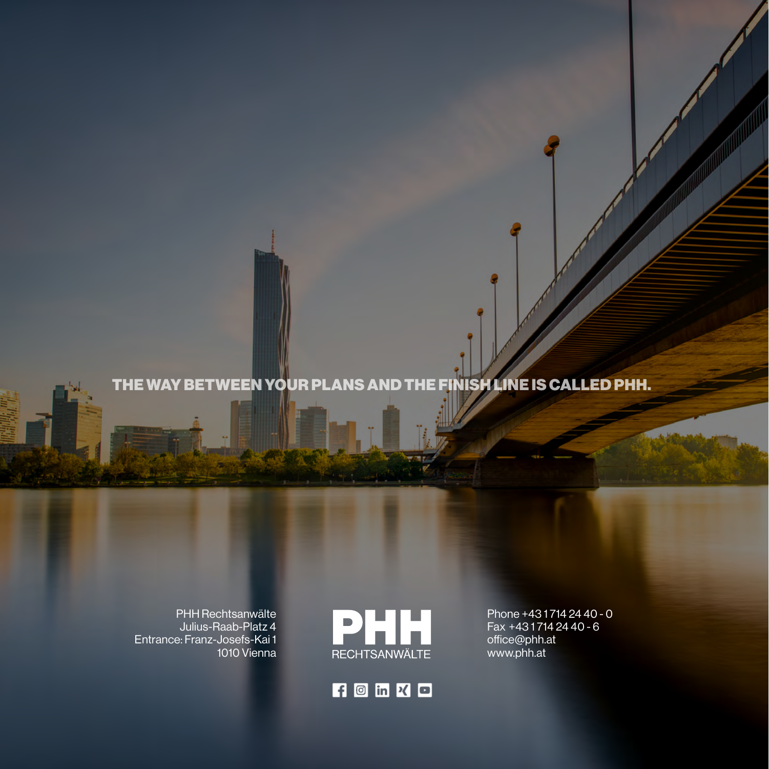**THE WAY BETWEEN YOUR PLANS AND THE FINISH LINE IS CALLED PHH.**

PHH Rechtsanwälte
Julius-Raab-Platz 4
Entrance: Franz-Josefs-Kai 1
1010 Vienna

PHH
RECHTSANWÄLTE

Phone +43 1 714 24 40 - 0
Fax +43 1 714 24 40 - 6
office@phh.at
www.phh.at